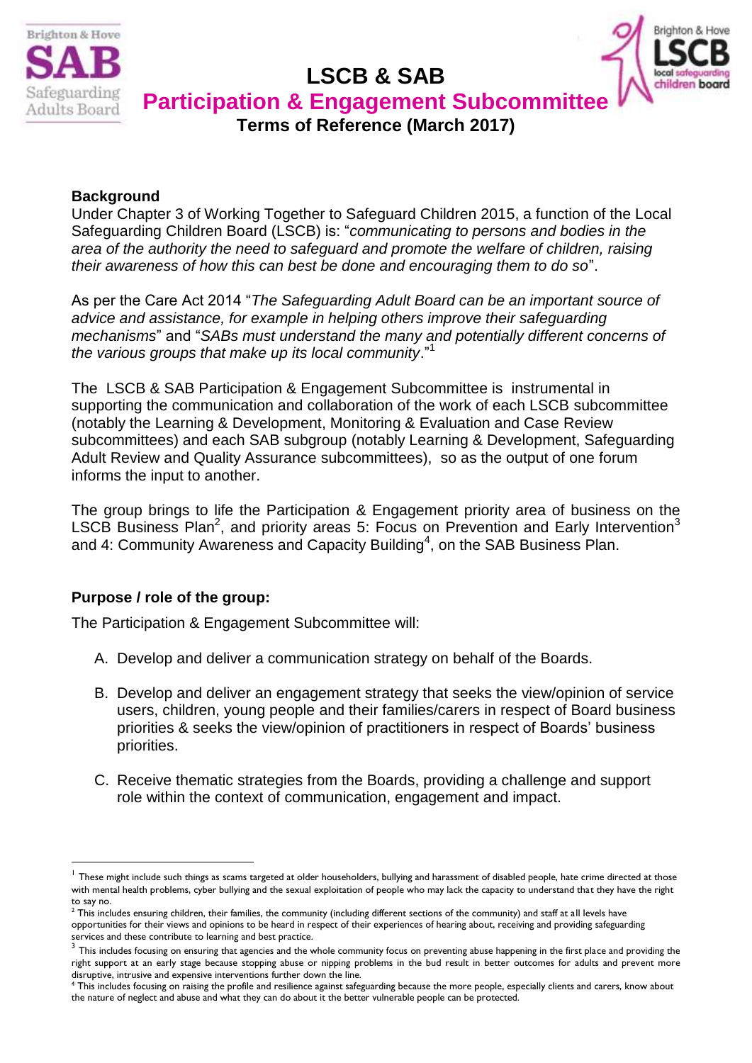# LSCB & SAB

## Participation & Engagement Subcommittee

### Terms of Reference (March 2017)

**Background**

Under Chapter 3 of Working Together to Safeguard Children 2015, a function of the Local Safeguarding Children Board (LSCB) is: "*communicating to persons and bodies in the area of the authority the need to safeguard and promote the welfare of children, raising their awareness of how this can best be done and encouraging them to do so*".

As per the Care Act 2014 "*The Safeguarding Adult Board can be an important source of advice and assistance, for example in helping others improve their safeguarding mechanisms*" and "*SABs must understand the many and potentially different concerns of the various groups that make up its local community*."[1]

The LSCB & SAB Participation & Engagement Subcommittee is instrumental in supporting the communication and collaboration of the work of each LSCB subcommittee (notably the Learning & Development, Monitoring & Evaluation and Case Review subcommittees) and each SAB subgroup (notably Learning & Development, Safeguarding Adult Review and Quality Assurance subcommittees), so as the output of one forum informs the input to another.

The group brings to life the Participation & Engagement priority area of business on the LSCB Business Plan[2], and priority areas 5: Focus on Prevention and Early Intervention[3] and 4: Community Awareness and Capacity Building[4], on the SAB Business Plan.

**Purpose / role of the group:**

The Participation & Engagement Subcommittee will:

A. Develop and deliver a communication strategy on behalf of the Boards.

B. Develop and deliver an engagement strategy that seeks the view/opinion of service users, children, young people and their families/carers in respect of Board business priorities & seeks the view/opinion of practitioners in respect of Boards' business priorities.

C. Receive thematic strategies from the Boards, providing a challenge and support role within the context of communication, engagement and impact.

---

[1] These might include such things as scams targeted at older householders, bullying and harassment of disabled people, hate crime directed at those with mental health problems, cyber bullying and the sexual exploitation of people who may lack the capacity to understand that they have the right to say no.

[2] This includes ensuring children, their families, the community (including different sections of the community) and staff at all levels have opportunities for their views and opinions to be heard in respect of their experiences of hearing about, receiving and providing safeguarding services and these contribute to learning and best practice.

[3] This includes focusing on ensuring that agencies and the whole community focus on preventing abuse happening in the first place and providing the right support at an early stage because stopping abuse or nipping problems in the bud result in better outcomes for adults and prevent more disruptive, intrusive and expensive interventions further down the line.

[4] This includes focusing on raising the profile and resilience against safeguarding because the more people, especially clients and carers, know about the nature of neglect and abuse and what they can do about it the better vulnerable people can be protected.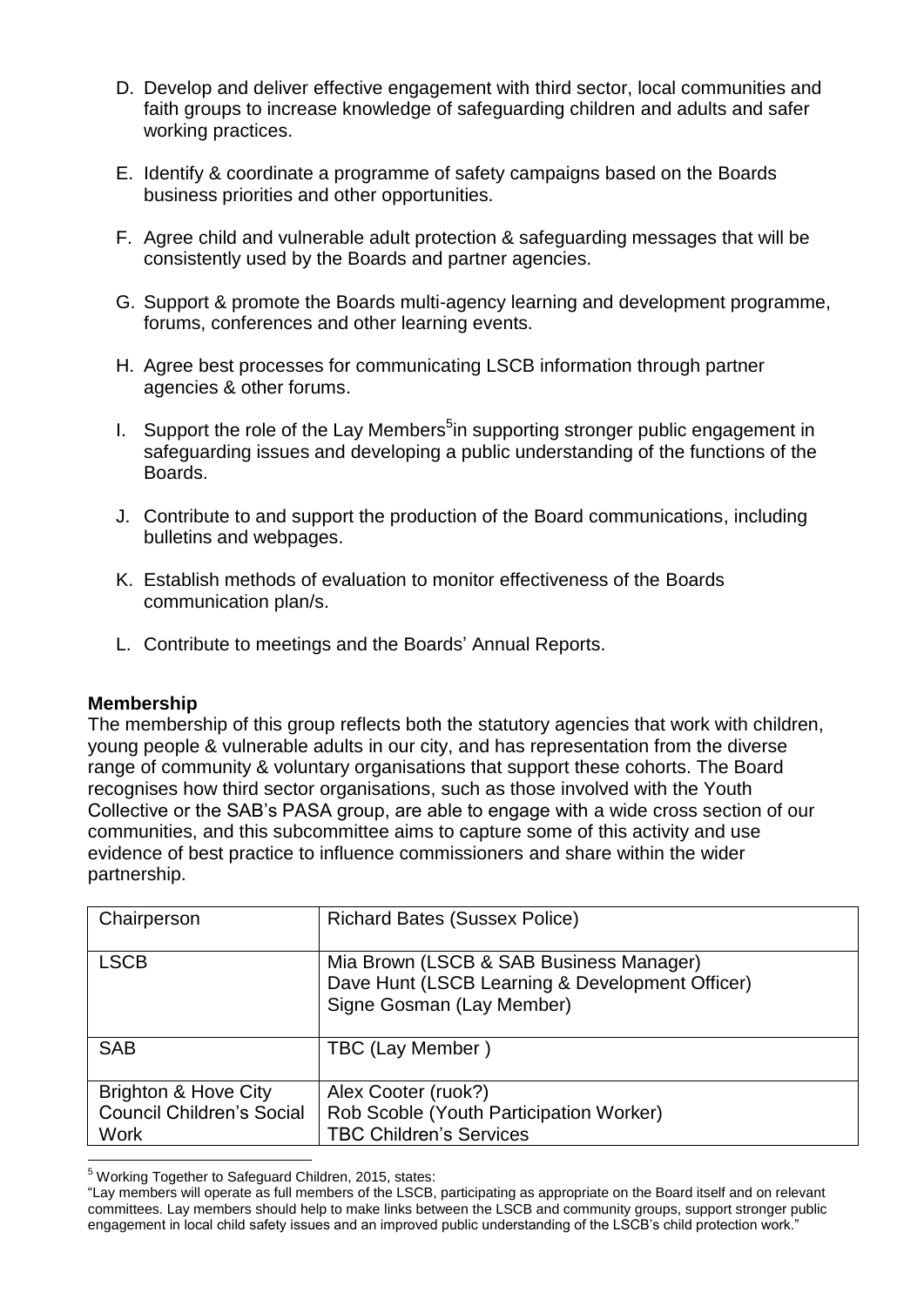D. Develop and deliver effective engagement with third sector, local communities and faith groups to increase knowledge of safeguarding children and adults and safer working practices.

E. Identify & coordinate a programme of safety campaigns based on the Boards business priorities and other opportunities.

F. Agree child and vulnerable adult protection & safeguarding messages that will be consistently used by the Boards and partner agencies.

G. Support & promote the Boards multi-agency learning and development programme, forums, conferences and other learning events.

H. Agree best processes for communicating LSCB information through partner agencies & other forums.

I. Support the role of the Lay Members[5] in supporting stronger public engagement in safeguarding issues and developing a public understanding of the functions of the Boards.

J. Contribute to and support the production of the Board communications, including bulletins and webpages.

K. Establish methods of evaluation to monitor effectiveness of the Boards communication plan/s.

L. Contribute to meetings and the Boards' Annual Reports.

**Membership**

The membership of this group reflects both the statutory agencies that work with children, young people & vulnerable adults in our city, and has representation from the diverse range of community & voluntary organisations that support these cohorts. The Board recognises how third sector organisations, such as those involved with the Youth Collective or the SAB's PASA group, are able to engage with a wide cross section of our communities, and this subcommittee aims to capture some of this activity and use evidence of best practice to influence commissioners and share within the wider partnership.

| Chairperson | Richard Bates (Sussex Police) |
|---|---|
| LSCB | Mia Brown (LSCB & SAB Business Manager)<br>Dave Hunt (LSCB Learning & Development Officer)<br>Signe Gosman (Lay Member) |
| SAB | TBC (Lay Member ) |
| Brighton & Hove City Council Children's Social Work | Alex Cooter (ruok?)<br>Rob Scoble (Youth Participation Worker)<br>TBC Children's Services |

[5] Working Together to Safeguard Children, 2015, states:
"Lay members will operate as full members of the LSCB, participating as appropriate on the Board itself and on relevant committees. Lay members should help to make links between the LSCB and community groups, support stronger public engagement in local child safety issues and an improved public understanding of the LSCB's child protection work."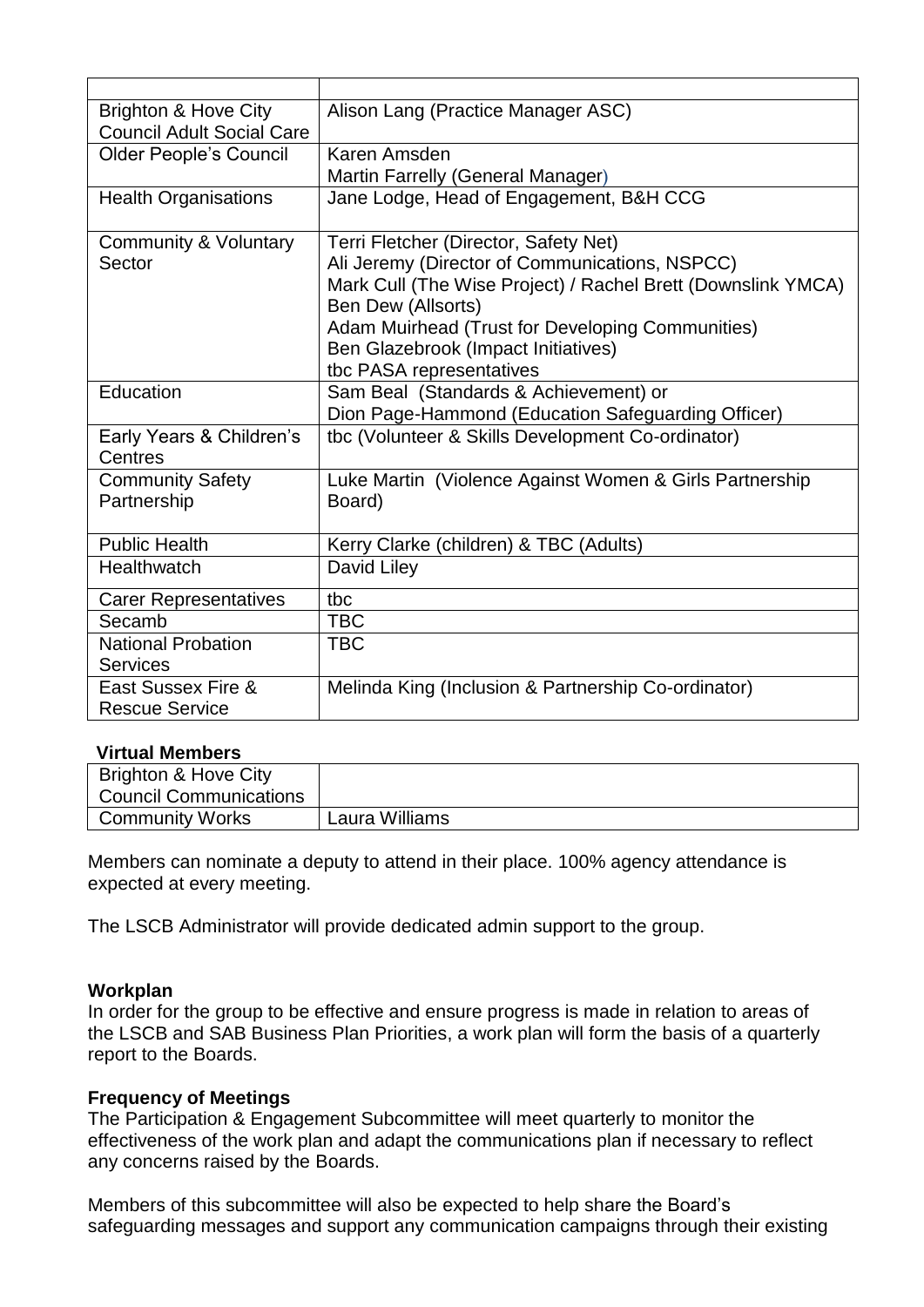| | |
|---|---|
| Brighton & Hove City Council Adult Social Care | Alison Lang (Practice Manager ASC) |
| Older People's Council | Karen Amsden<br>Martin Farrelly (General Manager) |
| Health Organisations | Jane Lodge, Head of Engagement, B&H CCG |
| Community & Voluntary Sector | Terri Fletcher (Director, Safety Net)<br>Ali Jeremy (Director of Communications, NSPCC)<br>Mark Cull (The Wise Project) / Rachel Brett (Downslink YMCA)<br>Ben Dew (Allsorts)<br>Adam Muirhead (Trust for Developing Communities)<br>Ben Glazebrook (Impact Initiatives)<br>tbc PASA representatives |
| Education | Sam Beal (Standards & Achievement) or<br>Dion Page-Hammond (Education Safeguarding Officer) |
| Early Years & Children's Centres | tbc (Volunteer & Skills Development Co-ordinator) |
| Community Safety Partnership | Luke Martin (Violence Against Women & Girls Partnership Board) |
| Public Health | Kerry Clarke (children) & TBC (Adults) |
| Healthwatch | David Liley |
| Carer Representatives | tbc |
| Secamb | TBC |
| National Probation Services | TBC |
| East Sussex Fire & Rescue Service | Melinda King (Inclusion & Partnership Co-ordinator) |

**Virtual Members**

| | |
|---|---|
| Brighton & Hove City Council Communications | |
| Community Works | Laura Williams |

Members can nominate a deputy to attend in their place. 100% agency attendance is expected at every meeting.

The LSCB Administrator will provide dedicated admin support to the group.

**Workplan**

In order for the group to be effective and ensure progress is made in relation to areas of the LSCB and SAB Business Plan Priorities, a work plan will form the basis of a quarterly report to the Boards.

**Frequency of Meetings**

The Participation & Engagement Subcommittee will meet quarterly to monitor the effectiveness of the work plan and adapt the communications plan if necessary to reflect any concerns raised by the Boards.

Members of this subcommittee will also be expected to help share the Board's safeguarding messages and support any communication campaigns through their existing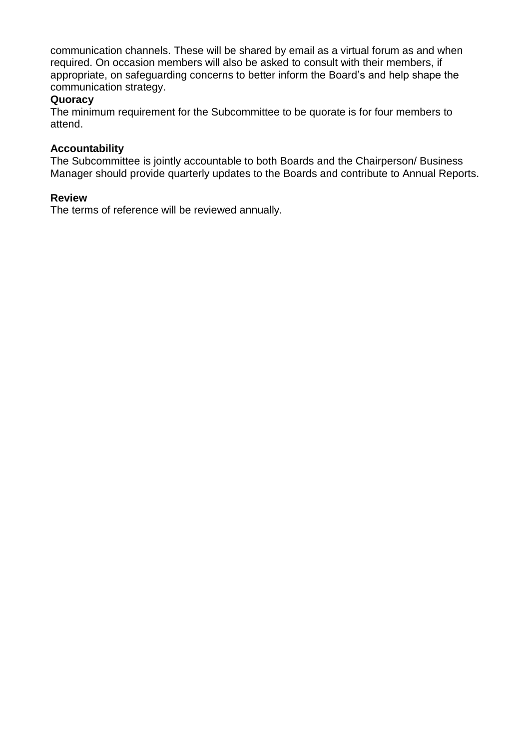communication channels. These will be shared by email as a virtual forum as and when required. On occasion members will also be asked to consult with their members, if appropriate, on safeguarding concerns to better inform the Board's and help shape the communication strategy.

**Quoracy**

The minimum requirement for the Subcommittee to be quorate is for four members to attend.

**Accountability**

The Subcommittee is jointly accountable to both Boards and the Chairperson/ Business Manager should provide quarterly updates to the Boards and contribute to Annual Reports.

**Review**

The terms of reference will be reviewed annually.